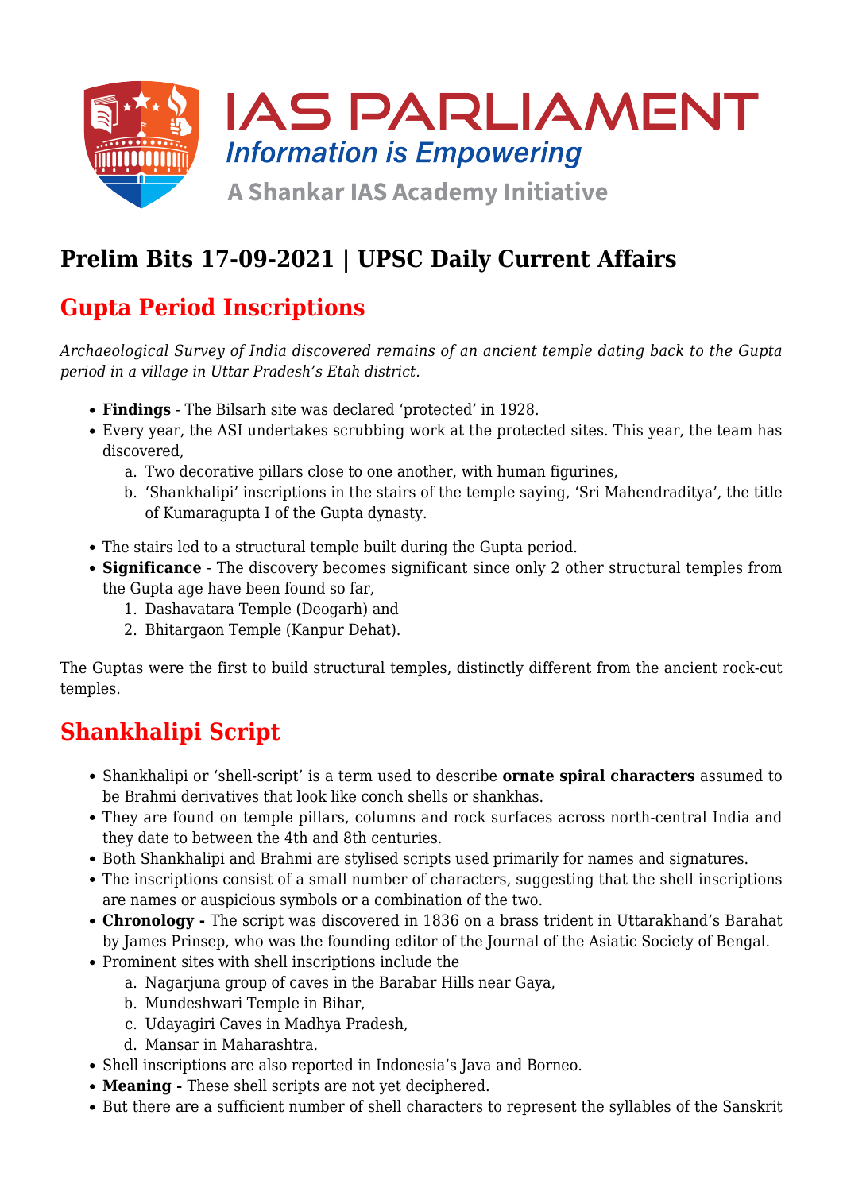# Prelim Bits 17-09-2021 | UPSC Daily Current Affairs

## Gupta Period Inscriptions

*Archaeological Survey of India discovered remains of an ancient temple dating back to the Gupta period in a village in Uttar Pradesh's Etah district.*

- **Findings** - The Bilsarh site was declared 'protected' in 1928.
- Every year, the ASI undertakes scrubbing work at the protected sites. This year, the team has discovered,
    a. Two decorative pillars close to one another, with human figurines,
    b. 'Shankhalipi' inscriptions in the stairs of the temple saying, 'Sri Mahendraditya', the title of Kumaragupta I of the Gupta dynasty.
- The stairs led to a structural temple built during the Gupta period.
- **Significance** - The discovery becomes significant since only 2 other structural temples from the Gupta age have been found so far,
    1. Dashavatara Temple (Deogarh) and
    2. Bhitargaon Temple (Kanpur Dehat).

The Guptas were the first to build structural temples, distinctly different from the ancient rock-cut temples.

## Shankhalipi Script

- Shankhalipi or 'shell-script' is a term used to describe **ornate spiral characters** assumed to be Brahmi derivatives that look like conch shells or shankhas.
- They are found on temple pillars, columns and rock surfaces across north-central India and they date to between the 4th and 8th centuries.
- Both Shankhalipi and Brahmi are stylised scripts used primarily for names and signatures.
- The inscriptions consist of a small number of characters, suggesting that the shell inscriptions are names or auspicious symbols or a combination of the two.
- **Chronology -** The script was discovered in 1836 on a brass trident in Uttarakhand's Barahat by James Prinsep, who was the founding editor of the Journal of the Asiatic Society of Bengal.
- Prominent sites with shell inscriptions include the
    a. Nagarjuna group of caves in the Barabar Hills near Gaya,
    b. Mundeshwari Temple in Bihar,
    c. Udayagiri Caves in Madhya Pradesh,
    d. Mansar in Maharashtra.
- Shell inscriptions are also reported in Indonesia's Java and Borneo.
- **Meaning -** These shell scripts are not yet deciphered.
- But there are a sufficient number of shell characters to represent the syllables of the Sanskrit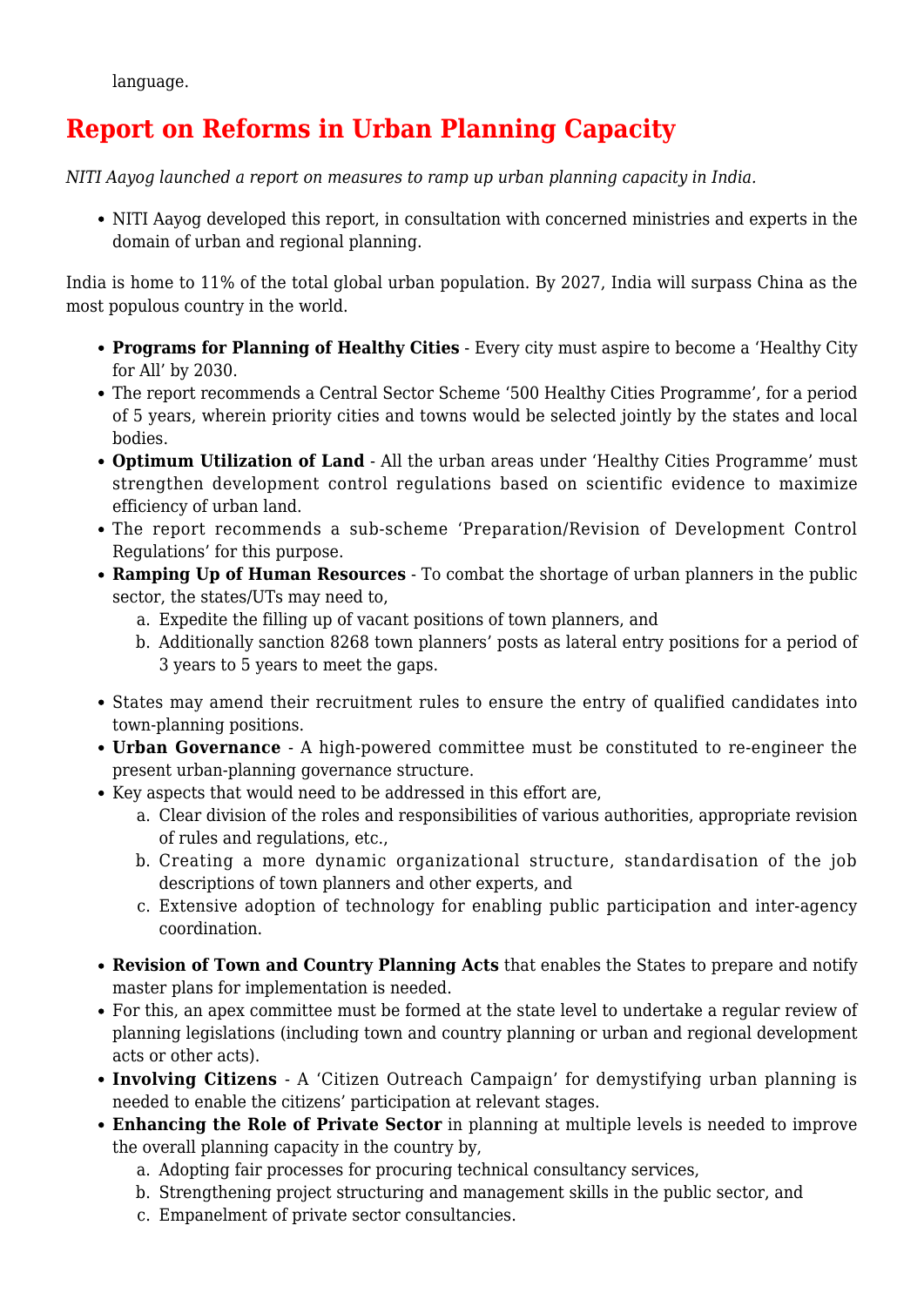language.

## Report on Reforms in Urban Planning Capacity

*NITI Aayog launched a report on measures to ramp up urban planning capacity in India.*

- NITI Aayog developed this report, in consultation with concerned ministries and experts in the domain of urban and regional planning.

India is home to 11% of the total global urban population. By 2027, India will surpass China as the most populous country in the world.

- **Programs for Planning of Healthy Cities** - Every city must aspire to become a 'Healthy City for All' by 2030.
- The report recommends a Central Sector Scheme '500 Healthy Cities Programme', for a period of 5 years, wherein priority cities and towns would be selected jointly by the states and local bodies.
- **Optimum Utilization of Land** - All the urban areas under 'Healthy Cities Programme' must strengthen development control regulations based on scientific evidence to maximize efficiency of urban land.
- The report recommends a sub-scheme 'Preparation/Revision of Development Control Regulations' for this purpose.
- **Ramping Up of Human Resources** - To combat the shortage of urban planners in the public sector, the states/UTs may need to,
    a. Expedite the filling up of vacant positions of town planners, and
    b. Additionally sanction 8268 town planners' posts as lateral entry positions for a period of 3 years to 5 years to meet the gaps.
- States may amend their recruitment rules to ensure the entry of qualified candidates into town-planning positions.
- **Urban Governance** - A high-powered committee must be constituted to re-engineer the present urban-planning governance structure.
- Key aspects that would need to be addressed in this effort are,
    a. Clear division of the roles and responsibilities of various authorities, appropriate revision of rules and regulations, etc.,
    b. Creating a more dynamic organizational structure, standardisation of the job descriptions of town planners and other experts, and
    c. Extensive adoption of technology for enabling public participation and inter-agency coordination.
- **Revision of Town and Country Planning Acts** that enables the States to prepare and notify master plans for implementation is needed.
- For this, an apex committee must be formed at the state level to undertake a regular review of planning legislations (including town and country planning or urban and regional development acts or other acts).
- **Involving Citizens** - A 'Citizen Outreach Campaign' for demystifying urban planning is needed to enable the citizens' participation at relevant stages.
- **Enhancing the Role of Private Sector** in planning at multiple levels is needed to improve the overall planning capacity in the country by,
    a. Adopting fair processes for procuring technical consultancy services,
    b. Strengthening project structuring and management skills in the public sector, and
    c. Empanelment of private sector consultancies.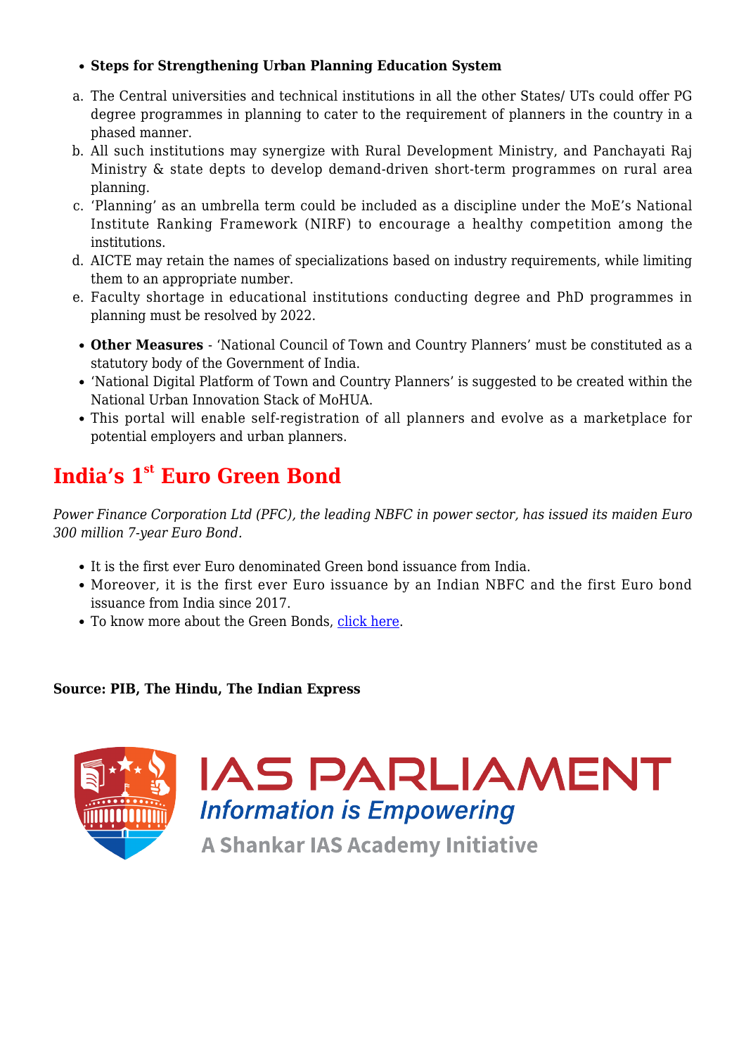- **Steps for Strengthening Urban Planning Education System**

a. The Central universities and technical institutions in all the other States/ UTs could offer PG degree programmes in planning to cater to the requirement of planners in the country in a phased manner.
b. All such institutions may synergize with Rural Development Ministry, and Panchayati Raj Ministry & state depts to develop demand-driven short-term programmes on rural area planning.
c. 'Planning' as an umbrella term could be included as a discipline under the MoE's National Institute Ranking Framework (NIRF) to encourage a healthy competition among the institutions.
d. AICTE may retain the names of specializations based on industry requirements, while limiting them to an appropriate number.
e. Faculty shortage in educational institutions conducting degree and PhD programmes in planning must be resolved by 2022.

- **Other Measures** - 'National Council of Town and Country Planners' must be constituted as a statutory body of the Government of India.
- 'National Digital Platform of Town and Country Planners' is suggested to be created within the National Urban Innovation Stack of MoHUA.
- This portal will enable self-registration of all planners and evolve as a marketplace for potential employers and urban planners.

## India's 1st Euro Green Bond

*Power Finance Corporation Ltd (PFC), the leading NBFC in power sector, has issued its maiden Euro 300 million 7-year Euro Bond.*

- It is the first ever Euro denominated Green bond issuance from India.
- Moreover, it is the first ever Euro issuance by an Indian NBFC and the first Euro bond issuance from India since 2017.
- To know more about the Green Bonds, click here.

**Source: PIB, The Hindu, The Indian Express**